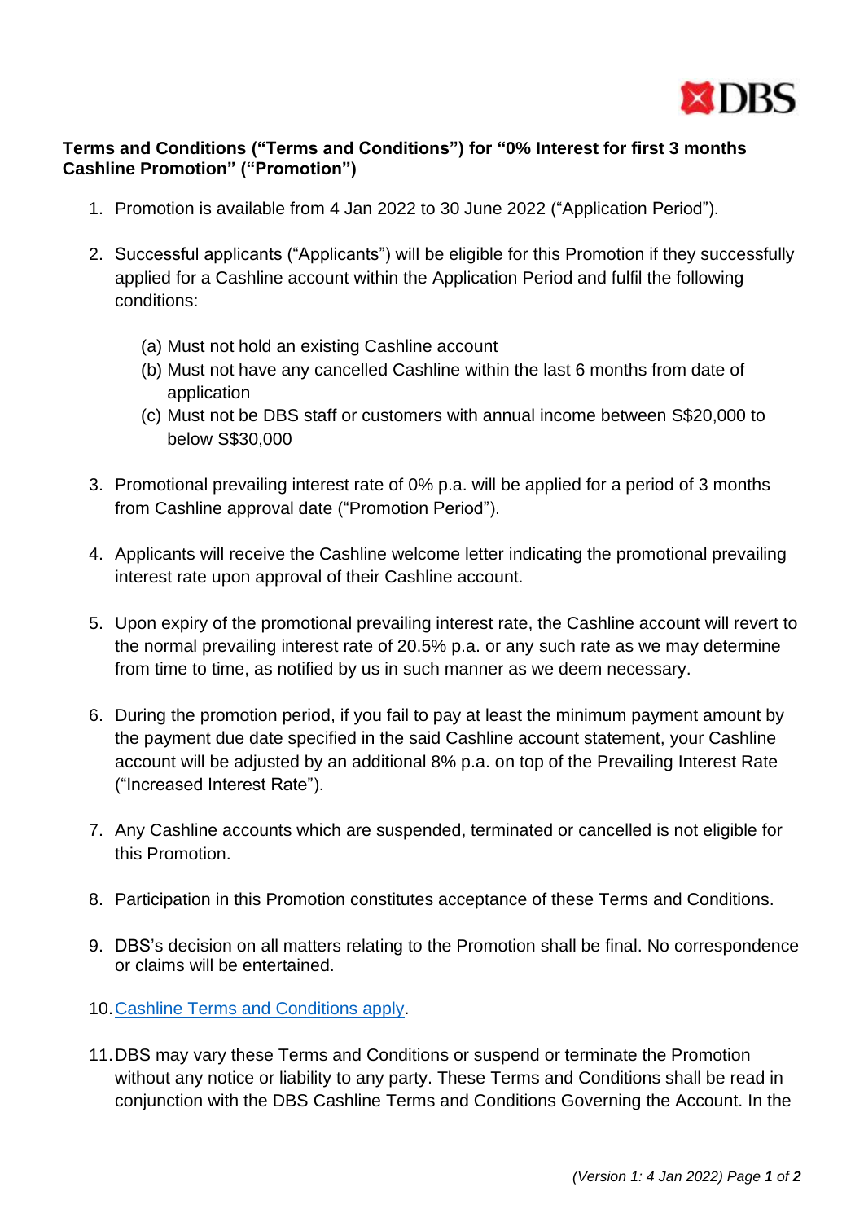**Terms and Conditions ("Terms and Conditions") for "0% Interest for first 3 months Cashline Promotion" ("Promotion")**

1. Promotion is available from 4 Jan 2022 to 30 June 2022 ("Application Period").

2. Successful applicants ("Applicants") will be eligible for this Promotion if they successfully applied for a Cashline account within the Application Period and fulfil the following conditions:

   (a) Must not hold an existing Cashline account
   (b) Must not have any cancelled Cashline within the last 6 months from date of application
   (c) Must not be DBS staff or customers with annual income between S$20,000 to below S$30,000

3. Promotional prevailing interest rate of 0% p.a. will be applied for a period of 3 months from Cashline approval date ("Promotion Period").

4. Applicants will receive the Cashline welcome letter indicating the promotional prevailing interest rate upon approval of their Cashline account.

5. Upon expiry of the promotional prevailing interest rate, the Cashline account will revert to the normal prevailing interest rate of 20.5% p.a. or any such rate as we may determine from time to time, as notified by us in such manner as we deem necessary.

6. During the promotion period, if you fail to pay at least the minimum payment amount by the payment due date specified in the said Cashline account statement, your Cashline account will be adjusted by an additional 8% p.a. on top of the Prevailing Interest Rate ("Increased Interest Rate").

7. Any Cashline accounts which are suspended, terminated or cancelled is not eligible for this Promotion.

8. Participation in this Promotion constitutes acceptance of these Terms and Conditions.

9. DBS's decision on all matters relating to the Promotion shall be final. No correspondence or claims will be entertained.

10. Cashline Terms and Conditions apply.

11. DBS may vary these Terms and Conditions or suspend or terminate the Promotion without any notice or liability to any party. These Terms and Conditions shall be read in conjunction with the DBS Cashline Terms and Conditions Governing the Account. In the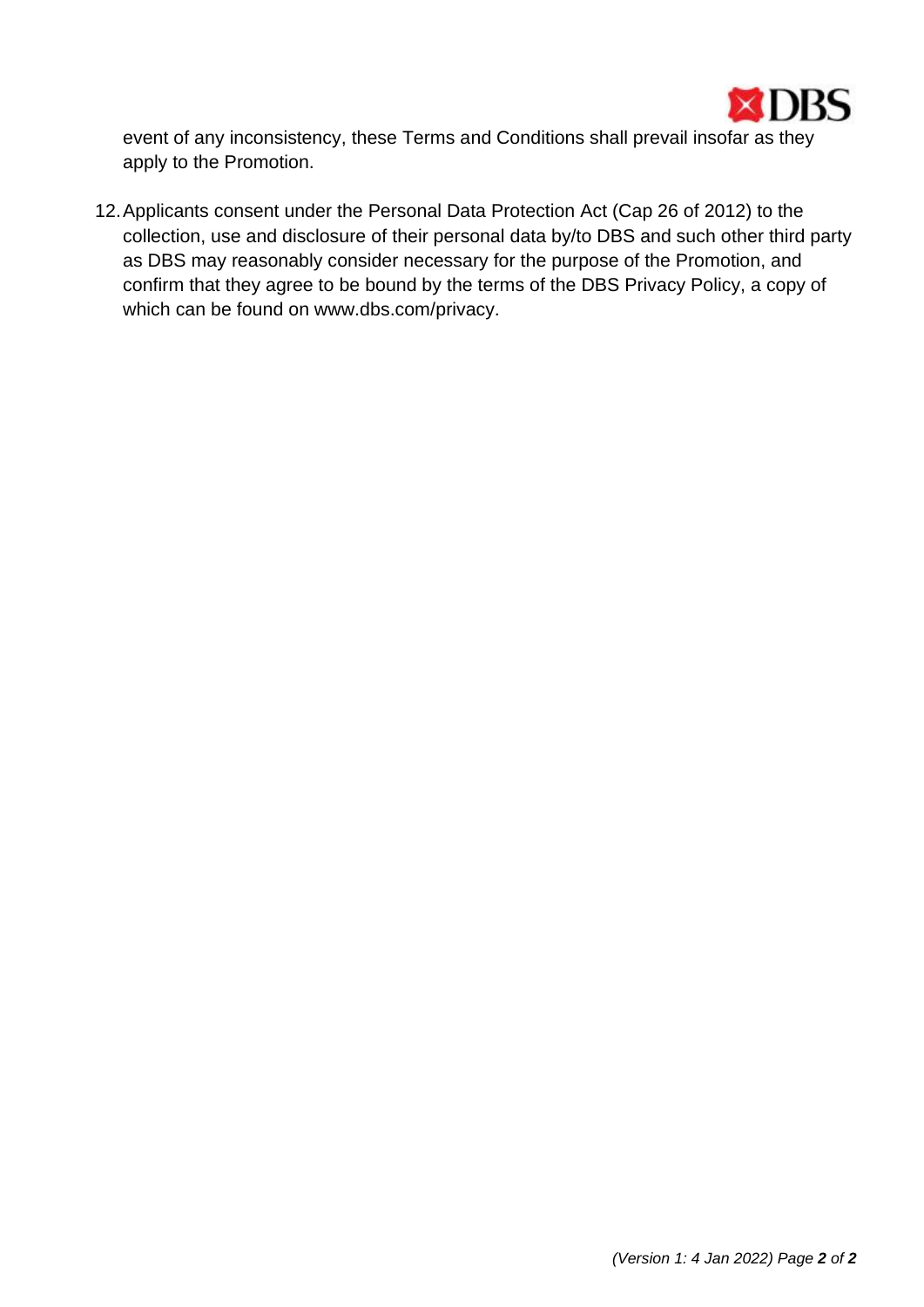event of any inconsistency, these Terms and Conditions shall prevail insofar as they apply to the Promotion.

12. Applicants consent under the Personal Data Protection Act (Cap 26 of 2012) to the collection, use and disclosure of their personal data by/to DBS and such other third party as DBS may reasonably consider necessary for the purpose of the Promotion, and confirm that they agree to be bound by the terms of the DBS Privacy Policy, a copy of which can be found on www.dbs.com/privacy.

*(Version 1: 4 Jan 2022)*